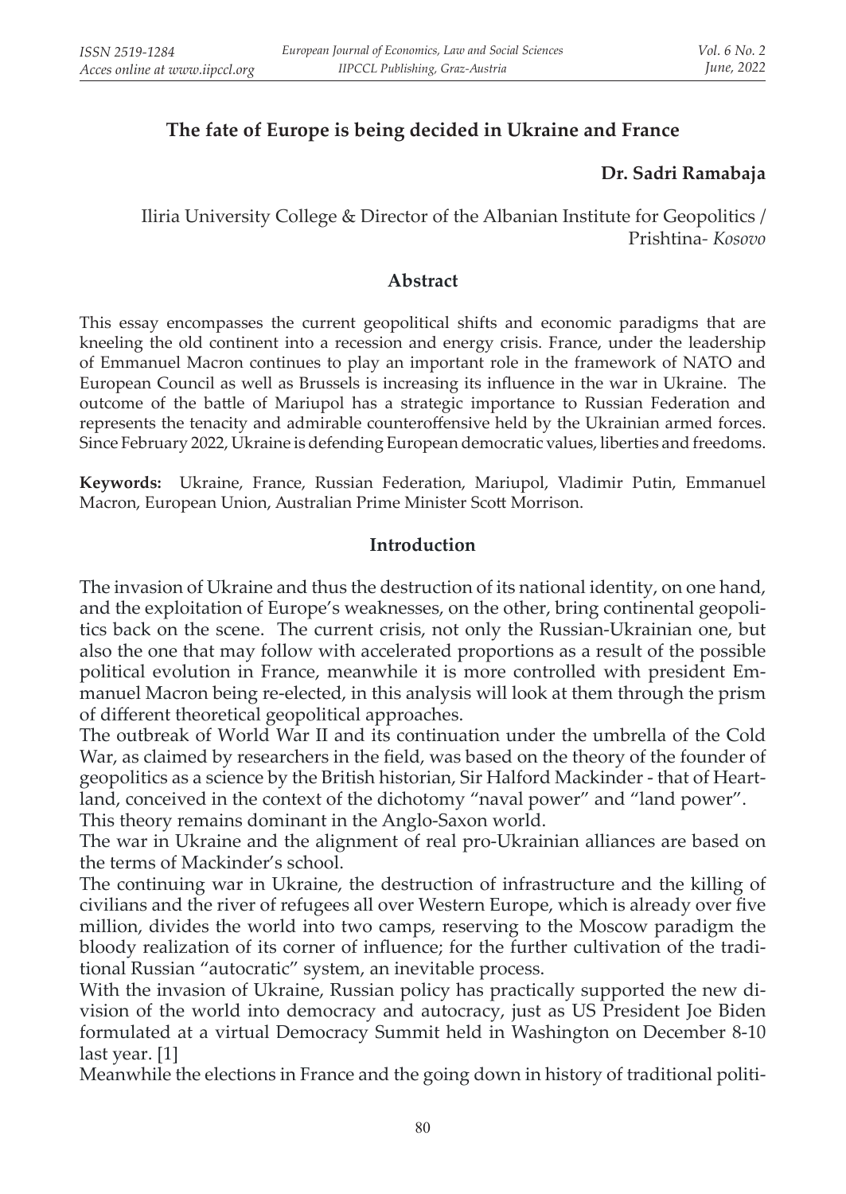# The fate of Europe is being decided in Ukraine and France

**Dr. Sadri Ramabaja**

Iliria University College & Director of the Albanian Institute for Geopolitics / Prishtina- *Kosovo*

## Abstract

This essay encompasses the current geopolitical shifts and economic paradigms that are kneeling the old continent into a recession and energy crisis. France, under the leadership of Emmanuel Macron continues to play an important role in the framework of NATO and European Council as well as Brussels is increasing its influence in the war in Ukraine. The outcome of the battle of Mariupol has a strategic importance to Russian Federation and represents the tenacity and admirable counteroffensive held by the Ukrainian armed forces. Since February 2022, Ukraine is defending European democratic values, liberties and freedoms.

**Keywords:** Ukraine, France, Russian Federation, Mariupol, Vladimir Putin, Emmanuel Macron, European Union, Australian Prime Minister Scott Morrison.

## Introduction

The invasion of Ukraine and thus the destruction of its national identity, on one hand, and the exploitation of Europe's weaknesses, on the other, bring continental geopolitics back on the scene. The current crisis, not only the Russian-Ukrainian one, but also the one that may follow with accelerated proportions as a result of the possible political evolution in France, meanwhile it is more controlled with president Emmanuel Macron being re-elected, in this analysis will look at them through the prism of different theoretical geopolitical approaches.

The outbreak of World War II and its continuation under the umbrella of the Cold War, as claimed by researchers in the field, was based on the theory of the founder of geopolitics as a science by the British historian, Sir Halford Mackinder - that of Heartland, conceived in the context of the dichotomy "naval power" and "land power".

This theory remains dominant in the Anglo-Saxon world.

The war in Ukraine and the alignment of real pro-Ukrainian alliances are based on the terms of Mackinder's school.

The continuing war in Ukraine, the destruction of infrastructure and the killing of civilians and the river of refugees all over Western Europe, which is already over five million, divides the world into two camps, reserving to the Moscow paradigm the bloody realization of its corner of influence; for the further cultivation of the traditional Russian "autocratic" system, an inevitable process.

With the invasion of Ukraine, Russian policy has practically supported the new division of the world into democracy and autocracy, just as US President Joe Biden formulated at a virtual Democracy Summit held in Washington on December 8-10 last year. [1]

Meanwhile the elections in France and the going down in history of traditional politi-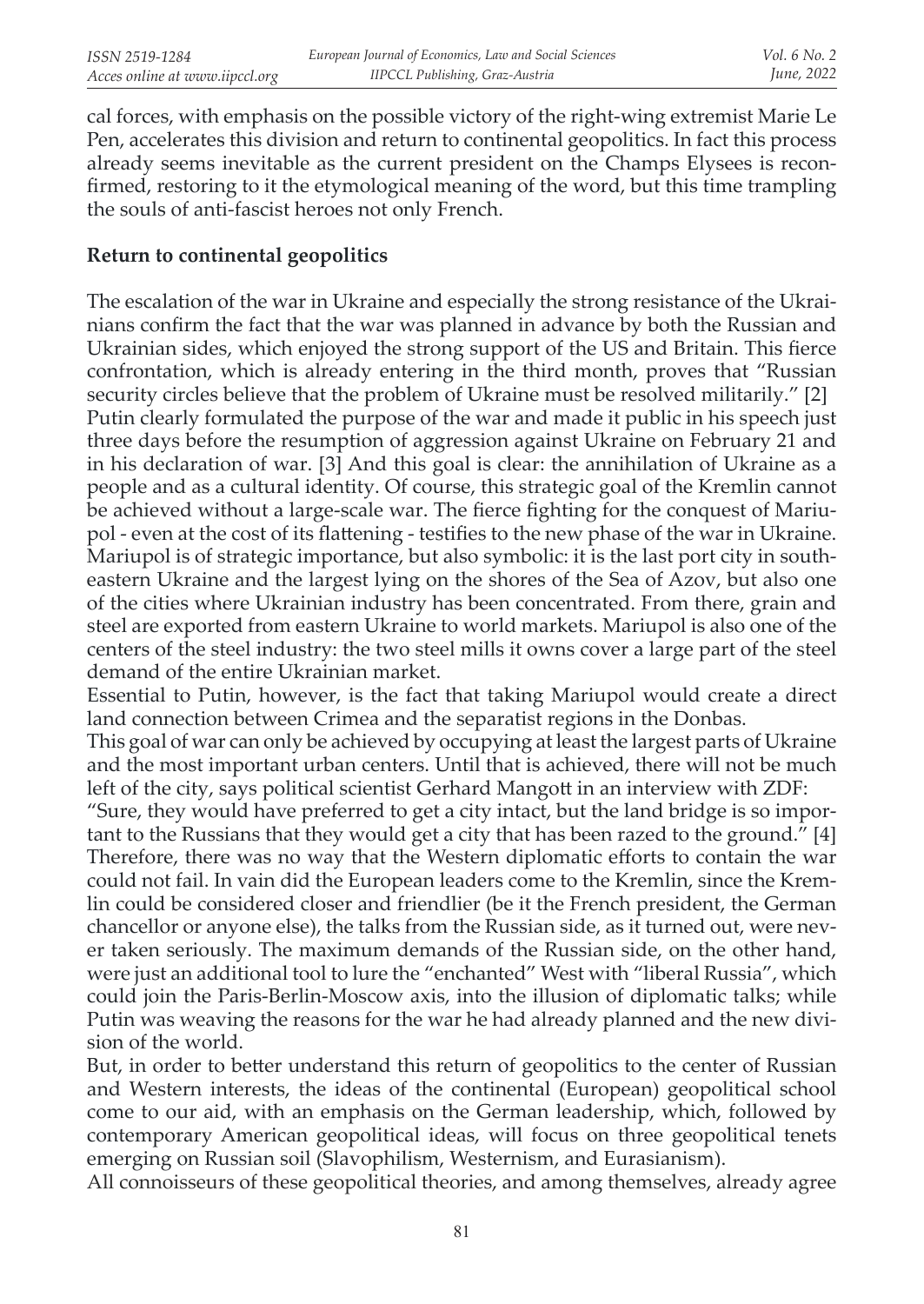cal forces, with emphasis on the possible victory of the right-wing extremist Marie Le Pen, accelerates this division and return to continental geopolitics. In fact this process already seems inevitable as the current president on the Champs Elysees is reconfirmed, restoring to it the etymological meaning of the word, but this time trampling the souls of anti-fascist heroes not only French.

## Return to continental geopolitics

The escalation of the war in Ukraine and especially the strong resistance of the Ukrainians confirm the fact that the war was planned in advance by both the Russian and Ukrainian sides, which enjoyed the strong support of the US and Britain. This fierce confrontation, which is already entering in the third month, proves that "Russian security circles believe that the problem of Ukraine must be resolved militarily." [2]

Putin clearly formulated the purpose of the war and made it public in his speech just three days before the resumption of aggression against Ukraine on February 21 and in his declaration of war. [3] And this goal is clear: the annihilation of Ukraine as a people and as a cultural identity. Of course, this strategic goal of the Kremlin cannot be achieved without a large-scale war. The fierce fighting for the conquest of Mariupol - even at the cost of its flattening - testifies to the new phase of the war in Ukraine. Mariupol is of strategic importance, but also symbolic: it is the last port city in southeastern Ukraine and the largest lying on the shores of the Sea of Azov, but also one of the cities where Ukrainian industry has been concentrated. From there, grain and steel are exported from eastern Ukraine to world markets. Mariupol is also one of the centers of the steel industry: the two steel mills it owns cover a large part of the steel demand of the entire Ukrainian market.

Essential to Putin, however, is the fact that taking Mariupol would create a direct land connection between Crimea and the separatist regions in the Donbas.

This goal of war can only be achieved by occupying at least the largest parts of Ukraine and the most important urban centers. Until that is achieved, there will not be much left of the city, says political scientist Gerhard Mangott in an interview with ZDF: "Sure, they would have preferred to get a city intact, but the land bridge is so important to the Russians that they would get a city that has been razed to the ground." [4]

Therefore, there was no way that the Western diplomatic efforts to contain the war could not fail. In vain did the European leaders come to the Kremlin, since the Kremlin could be considered closer and friendlier (be it the French president, the German chancellor or anyone else), the talks from the Russian side, as it turned out, were never taken seriously. The maximum demands of the Russian side, on the other hand, were just an additional tool to lure the "enchanted" West with "liberal Russia", which could join the Paris-Berlin-Moscow axis, into the illusion of diplomatic talks; while Putin was weaving the reasons for the war he had already planned and the new division of the world.

But, in order to better understand this return of geopolitics to the center of Russian and Western interests, the ideas of the continental (European) geopolitical school come to our aid, with an emphasis on the German leadership, which, followed by contemporary American geopolitical ideas, will focus on three geopolitical tenets emerging on Russian soil (Slavophilism, Westernism, and Eurasianism).

All connoisseurs of these geopolitical theories, and among themselves, already agree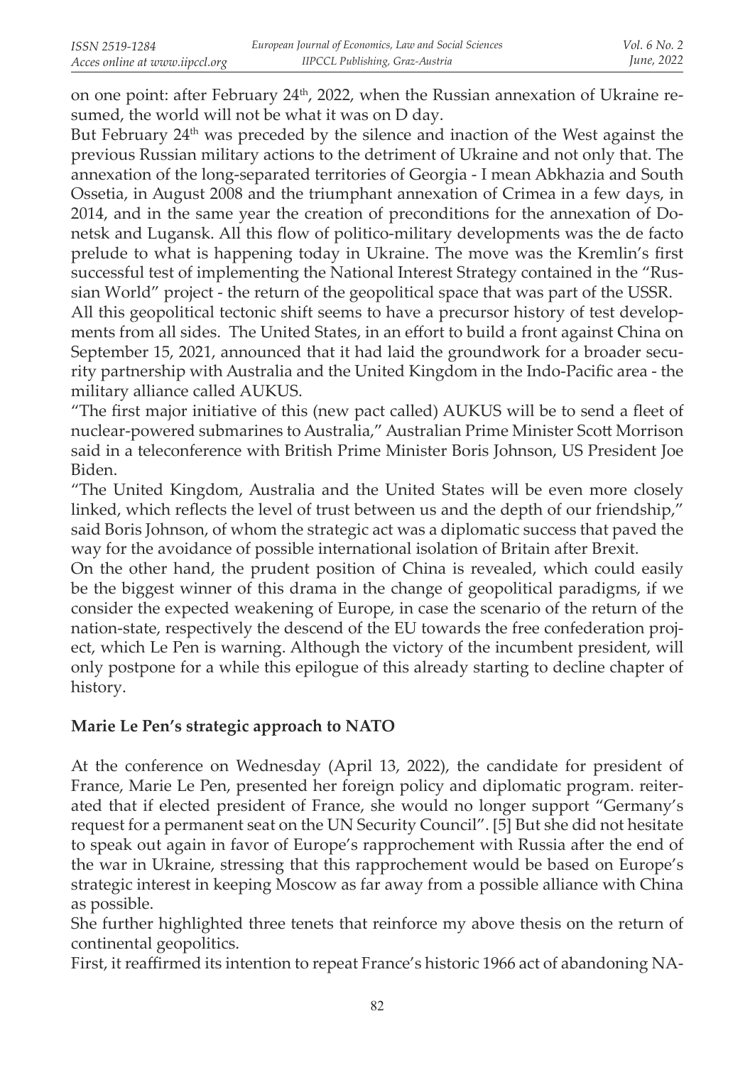on one point: after February 24th, 2022, when the Russian annexation of Ukraine resumed, the world will not be what it was on D day.

But February 24th was preceded by the silence and inaction of the West against the previous Russian military actions to the detriment of Ukraine and not only that. The annexation of the long-separated territories of Georgia - I mean Abkhazia and South Ossetia, in August 2008 and the triumphant annexation of Crimea in a few days, in 2014, and in the same year the creation of preconditions for the annexation of Donetsk and Lugansk. All this flow of politico-military developments was the de facto prelude to what is happening today in Ukraine. The move was the Kremlin's first successful test of implementing the National Interest Strategy contained in the "Russian World" project - the return of the geopolitical space that was part of the USSR.

All this geopolitical tectonic shift seems to have a precursor history of test developments from all sides. The United States, in an effort to build a front against China on September 15, 2021, announced that it had laid the groundwork for a broader security partnership with Australia and the United Kingdom in the Indo-Pacific area - the military alliance called AUKUS.

"The first major initiative of this (new pact called) AUKUS will be to send a fleet of nuclear-powered submarines to Australia," Australian Prime Minister Scott Morrison said in a teleconference with British Prime Minister Boris Johnson, US President Joe Biden.

"The United Kingdom, Australia and the United States will be even more closely linked, which reflects the level of trust between us and the depth of our friendship," said Boris Johnson, of whom the strategic act was a diplomatic success that paved the way for the avoidance of possible international isolation of Britain after Brexit.

On the other hand, the prudent position of China is revealed, which could easily be the biggest winner of this drama in the change of geopolitical paradigms, if we consider the expected weakening of Europe, in case the scenario of the return of the nation-state, respectively the descend of the EU towards the free confederation project, which Le Pen is warning. Although the victory of the incumbent president, will only postpone for a while this epilogue of this already starting to decline chapter of history.

## Marie Le Pen's strategic approach to NATO

At the conference on Wednesday (April 13, 2022), the candidate for president of France, Marie Le Pen, presented her foreign policy and diplomatic program. reiterated that if elected president of France, she would no longer support "Germany's request for a permanent seat on the UN Security Council". [5] But she did not hesitate to speak out again in favor of Europe's rapprochement with Russia after the end of the war in Ukraine, stressing that this rapprochement would be based on Europe's strategic interest in keeping Moscow as far away from a possible alliance with China as possible.

She further highlighted three tenets that reinforce my above thesis on the return of continental geopolitics.

First, it reaffirmed its intention to repeat France's historic 1966 act of abandoning NA-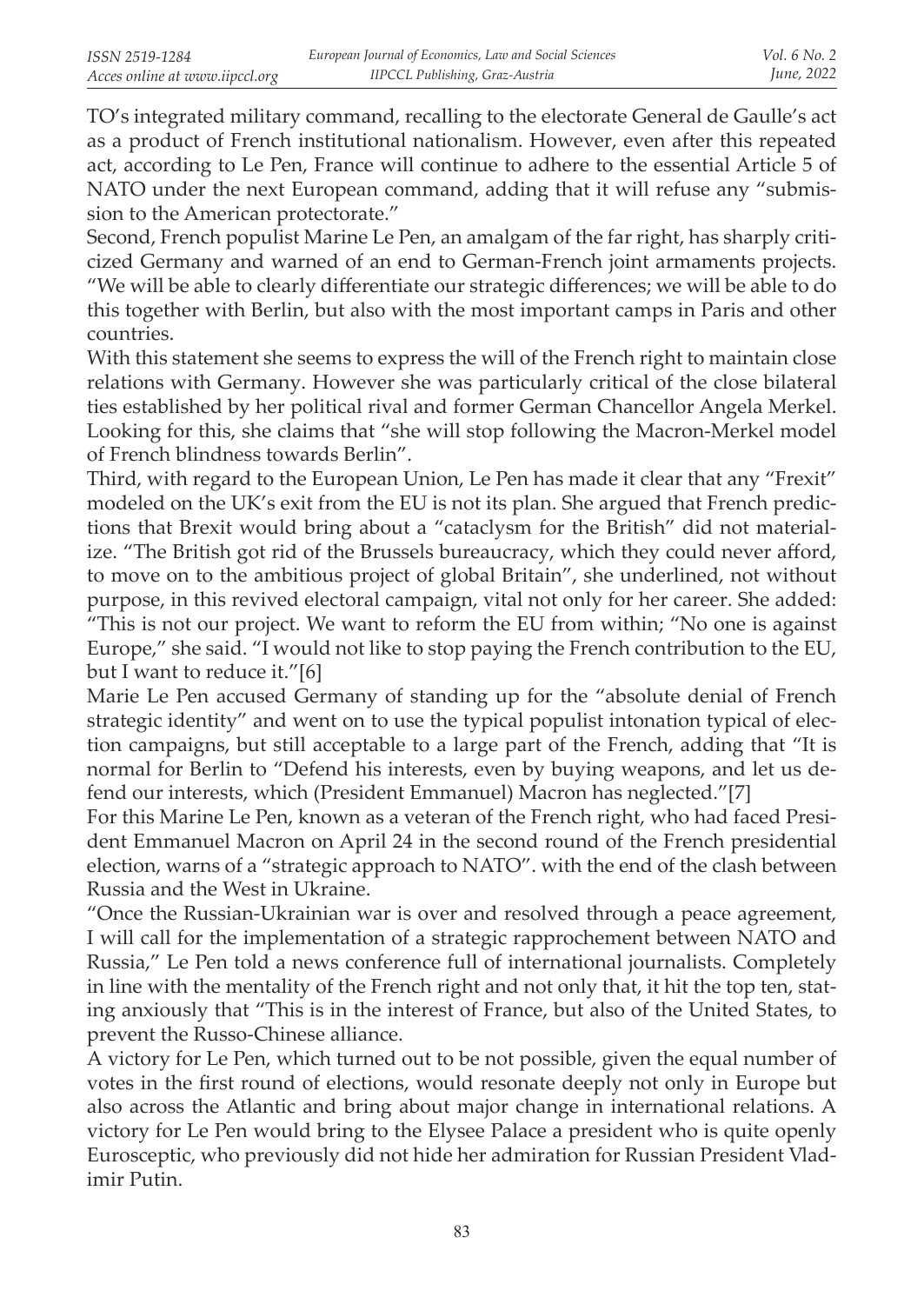TO's integrated military command, recalling to the electorate General de Gaulle's act as a product of French institutional nationalism. However, even after this repeated act, according to Le Pen, France will continue to adhere to the essential Article 5 of NATO under the next European command, adding that it will refuse any "submission to the American protectorate."

Second, French populist Marine Le Pen, an amalgam of the far right, has sharply criticized Germany and warned of an end to German-French joint armaments projects. "We will be able to clearly differentiate our strategic differences; we will be able to do this together with Berlin, but also with the most important camps in Paris and other countries.

With this statement she seems to express the will of the French right to maintain close relations with Germany. However she was particularly critical of the close bilateral ties established by her political rival and former German Chancellor Angela Merkel. Looking for this, she claims that "she will stop following the Macron-Merkel model of French blindness towards Berlin".

Third, with regard to the European Union, Le Pen has made it clear that any "Frexit" modeled on the UK's exit from the EU is not its plan. She argued that French predictions that Brexit would bring about a "cataclysm for the British" did not materialize. "The British got rid of the Brussels bureaucracy, which they could never afford, to move on to the ambitious project of global Britain", she underlined, not without purpose, in this revived electoral campaign, vital not only for her career. She added: "This is not our project. We want to reform the EU from within; "No one is against Europe," she said. "I would not like to stop paying the French contribution to the EU, but I want to reduce it."[6]

Marie Le Pen accused Germany of standing up for the "absolute denial of French strategic identity" and went on to use the typical populist intonation typical of election campaigns, but still acceptable to a large part of the French, adding that "It is normal for Berlin to "Defend his interests, even by buying weapons, and let us defend our interests, which (President Emmanuel) Macron has neglected."[7]

For this Marine Le Pen, known as a veteran of the French right, who had faced President Emmanuel Macron on April 24 in the second round of the French presidential election, warns of a "strategic approach to NATO". with the end of the clash between Russia and the West in Ukraine.

"Once the Russian-Ukrainian war is over and resolved through a peace agreement, I will call for the implementation of a strategic rapprochement between NATO and Russia," Le Pen told a news conference full of international journalists. Completely in line with the mentality of the French right and not only that, it hit the top ten, stating anxiously that "This is in the interest of France, but also of the United States, to prevent the Russo-Chinese alliance.

A victory for Le Pen, which turned out to be not possible, given the equal number of votes in the first round of elections, would resonate deeply not only in Europe but also across the Atlantic and bring about major change in international relations. A victory for Le Pen would bring to the Elysee Palace a president who is quite openly Eurosceptic, who previously did not hide her admiration for Russian President Vladimir Putin.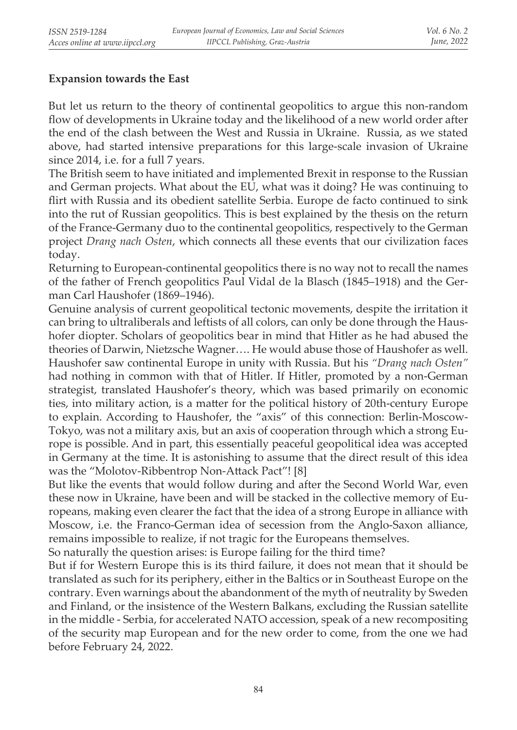**Expansion towards the East**

But let us return to the theory of continental geopolitics to argue this non-random flow of developments in Ukraine today and the likelihood of a new world order after the end of the clash between the West and Russia in Ukraine. Russia, as we stated above, had started intensive preparations for this large-scale invasion of Ukraine since 2014, i.e. for a full 7 years.

The British seem to have initiated and implemented Brexit in response to the Russian and German projects. What about the EU, what was it doing? He was continuing to flirt with Russia and its obedient satellite Serbia. Europe de facto continued to sink into the rut of Russian geopolitics. This is best explained by the thesis on the return of the France-Germany duo to the continental geopolitics, respectively to the German project *Drang nach Osten*, which connects all these events that our civilization faces today.

Returning to European-continental geopolitics there is no way not to recall the names of the father of French geopolitics Paul Vidal de la Blasch (1845–1918) and the German Carl Haushofer (1869–1946).

Genuine analysis of current geopolitical tectonic movements, despite the irritation it can bring to ultraliberals and leftists of all colors, can only be done through the Haushofer diopter. Scholars of geopolitics bear in mind that Hitler as he had abused the theories of Darwin, Nietzsche Wagner…. He would abuse those of Haushofer as well. Haushofer saw continental Europe in unity with Russia. But his *"Drang nach Osten"* had nothing in common with that of Hitler. If Hitler, promoted by a non-German strategist, translated Haushofer's theory, which was based primarily on economic ties, into military action, is a matter for the political history of 20th-century Europe to explain. According to Haushofer, the "axis" of this connection: Berlin-Moscow-Tokyo, was not a military axis, but an axis of cooperation through which a strong Europe is possible. And in part, this essentially peaceful geopolitical idea was accepted in Germany at the time. It is astonishing to assume that the direct result of this idea was the "Molotov-Ribbentrop Non-Attack Pact"! [8]

But like the events that would follow during and after the Second World War, even these now in Ukraine, have been and will be stacked in the collective memory of Europeans, making even clearer the fact that the idea of a strong Europe in alliance with Moscow, i.e. the Franco-German idea of secession from the Anglo-Saxon alliance, remains impossible to realize, if not tragic for the Europeans themselves.

So naturally the question arises: is Europe failing for the third time?

But if for Western Europe this is its third failure, it does not mean that it should be translated as such for its periphery, either in the Baltics or in Southeast Europe on the contrary. Even warnings about the abandonment of the myth of neutrality by Sweden and Finland, or the insistence of the Western Balkans, excluding the Russian satellite in the middle - Serbia, for accelerated NATO accession, speak of a new recompositing of the security map European and for the new order to come, from the one we had before February 24, 2022.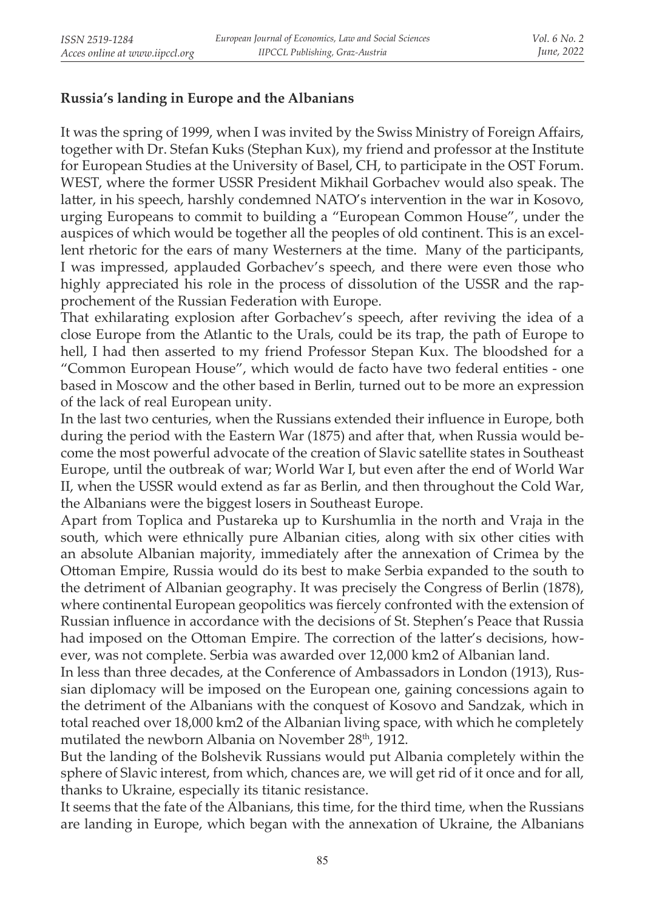**Russia's landing in Europe and the Albanians**

It was the spring of 1999, when I was invited by the Swiss Ministry of Foreign Affairs, together with Dr. Stefan Kuks (Stephan Kux), my friend and professor at the Institute for European Studies at the University of Basel, CH, to participate in the OST Forum. WEST, where the former USSR President Mikhail Gorbachev would also speak. The latter, in his speech, harshly condemned NATO's intervention in the war in Kosovo, urging Europeans to commit to building a "European Common House", under the auspices of which would be together all the peoples of old continent. This is an excellent rhetoric for the ears of many Westerners at the time. Many of the participants, I was impressed, applauded Gorbachev's speech, and there were even those who highly appreciated his role in the process of dissolution of the USSR and the rapprochement of the Russian Federation with Europe.

That exhilarating explosion after Gorbachev's speech, after reviving the idea of a close Europe from the Atlantic to the Urals, could be its trap, the path of Europe to hell, I had then asserted to my friend Professor Stepan Kux. The bloodshed for a "Common European House", which would de facto have two federal entities - one based in Moscow and the other based in Berlin, turned out to be more an expression of the lack of real European unity.

In the last two centuries, when the Russians extended their influence in Europe, both during the period with the Eastern War (1875) and after that, when Russia would become the most powerful advocate of the creation of Slavic satellite states in Southeast Europe, until the outbreak of war; World War I, but even after the end of World War II, when the USSR would extend as far as Berlin, and then throughout the Cold War, the Albanians were the biggest losers in Southeast Europe.

Apart from Toplica and Pustareka up to Kurshumlia in the north and Vraja in the south, which were ethnically pure Albanian cities, along with six other cities with an absolute Albanian majority, immediately after the annexation of Crimea by the Ottoman Empire, Russia would do its best to make Serbia expanded to the south to the detriment of Albanian geography. It was precisely the Congress of Berlin (1878), where continental European geopolitics was fiercely confronted with the extension of Russian influence in accordance with the decisions of St. Stephen's Peace that Russia had imposed on the Ottoman Empire. The correction of the latter's decisions, however, was not complete. Serbia was awarded over 12,000 km2 of Albanian land.

In less than three decades, at the Conference of Ambassadors in London (1913), Russian diplomacy will be imposed on the European one, gaining concessions again to the detriment of the Albanians with the conquest of Kosovo and Sandzak, which in total reached over 18,000 km2 of the Albanian living space, with which he completely mutilated the newborn Albania on November 28th, 1912.

But the landing of the Bolshevik Russians would put Albania completely within the sphere of Slavic interest, from which, chances are, we will get rid of it once and for all, thanks to Ukraine, especially its titanic resistance.

It seems that the fate of the Albanians, this time, for the third time, when the Russians are landing in Europe, which began with the annexation of Ukraine, the Albanians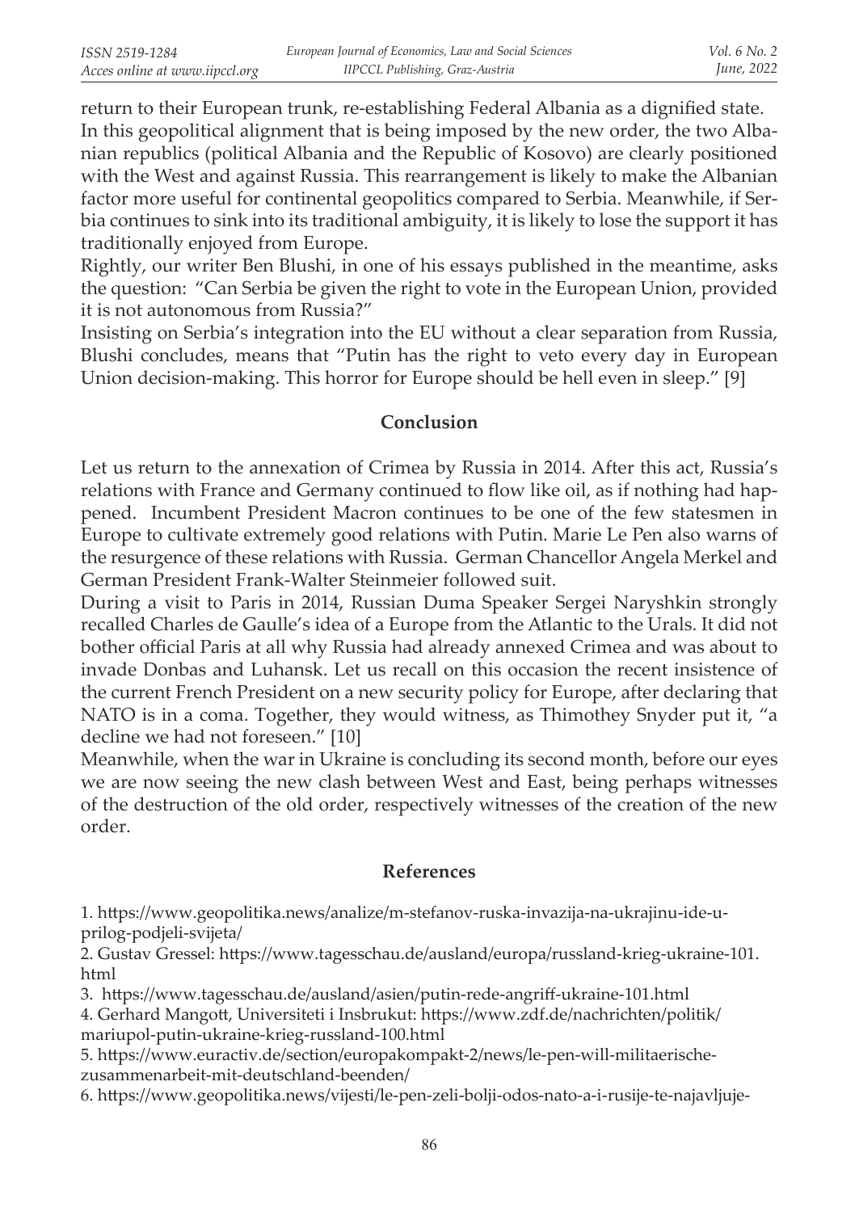return to their European trunk, re-establishing Federal Albania as a dignified state. In this geopolitical alignment that is being imposed by the new order, the two Albanian republics (political Albania and the Republic of Kosovo) are clearly positioned with the West and against Russia. This rearrangement is likely to make the Albanian factor more useful for continental geopolitics compared to Serbia. Meanwhile, if Serbia continues to sink into its traditional ambiguity, it is likely to lose the support it has traditionally enjoyed from Europe.

Rightly, our writer Ben Blushi, in one of his essays published in the meantime, asks the question: "Can Serbia be given the right to vote in the European Union, provided it is not autonomous from Russia?"

Insisting on Serbia's integration into the EU without a clear separation from Russia, Blushi concludes, means that "Putin has the right to veto every day in European Union decision-making. This horror for Europe should be hell even in sleep." [9]

## Conclusion

Let us return to the annexation of Crimea by Russia in 2014. After this act, Russia's relations with France and Germany continued to flow like oil, as if nothing had happened. Incumbent President Macron continues to be one of the few statesmen in Europe to cultivate extremely good relations with Putin. Marie Le Pen also warns of the resurgence of these relations with Russia. German Chancellor Angela Merkel and German President Frank-Walter Steinmeier followed suit.

During a visit to Paris in 2014, Russian Duma Speaker Sergei Naryshkin strongly recalled Charles de Gaulle's idea of a Europe from the Atlantic to the Urals. It did not bother official Paris at all why Russia had already annexed Crimea and was about to invade Donbas and Luhansk. Let us recall on this occasion the recent insistence of the current French President on a new security policy for Europe, after declaring that NATO is in a coma. Together, they would witness, as Thimothey Snyder put it, "a decline we had not foreseen." [10]

Meanwhile, when the war in Ukraine is concluding its second month, before our eyes we are now seeing the new clash between West and East, being perhaps witnesses of the destruction of the old order, respectively witnesses of the creation of the new order.

## References

1. https://www.geopolitika.news/analize/m-stefanov-ruska-invazija-na-ukrajinu-ide-u-prilog-podjeli-svijeta/
2. Gustav Gressel: https://www.tagesschau.de/ausland/europa/russland-krieg-ukraine-101.html
3. https://www.tagesschau.de/ausland/asien/putin-rede-angriff-ukraine-101.html
4. Gerhard Mangott, Universiteti i Insbrukut: https://www.zdf.de/nachrichten/politik/mariupol-putin-ukraine-krieg-russland-100.html
5. https://www.euractiv.de/section/europakompakt-2/news/le-pen-will-militaerische-zusammenarbeit-mit-deutschland-beenden/
6. https://www.geopolitika.news/vijesti/le-pen-zeli-bolji-odos-nato-a-i-rusije-te-najavljuje-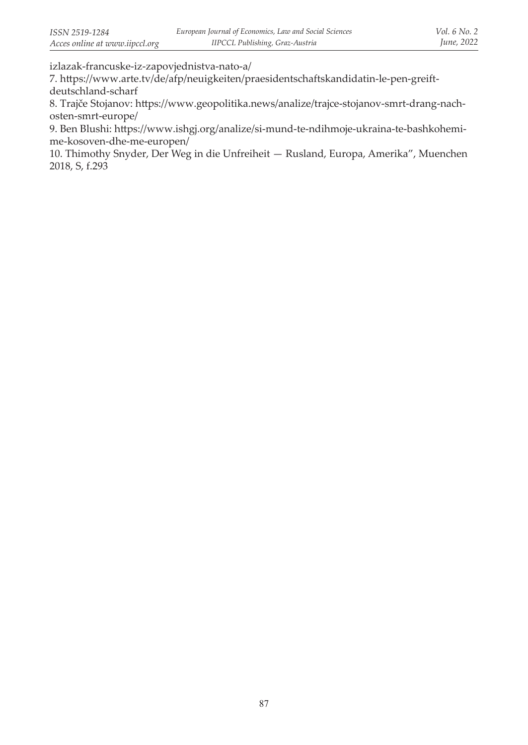izlazak-francuske-iz-zapovjednistva-nato-a/

7. https://www.arte.tv/de/afp/neuigkeiten/praesidentschaftskandidatin-le-pen-greift-deutschland-scharf

8. Trajče Stojanov: https://www.geopolitika.news/analize/trajce-stojanov-smrt-drang-nach-osten-smrt-europe/

9. Ben Blushi: https://www.ishgj.org/analize/si-mund-te-ndihmoje-ukraina-te-bashkohemi-me-kosoven-dhe-me-europen/

10. Thimothy Snyder, Der Weg in die Unfreiheit — Rusland, Europa, Amerika", Muenchen 2018, S, f.293